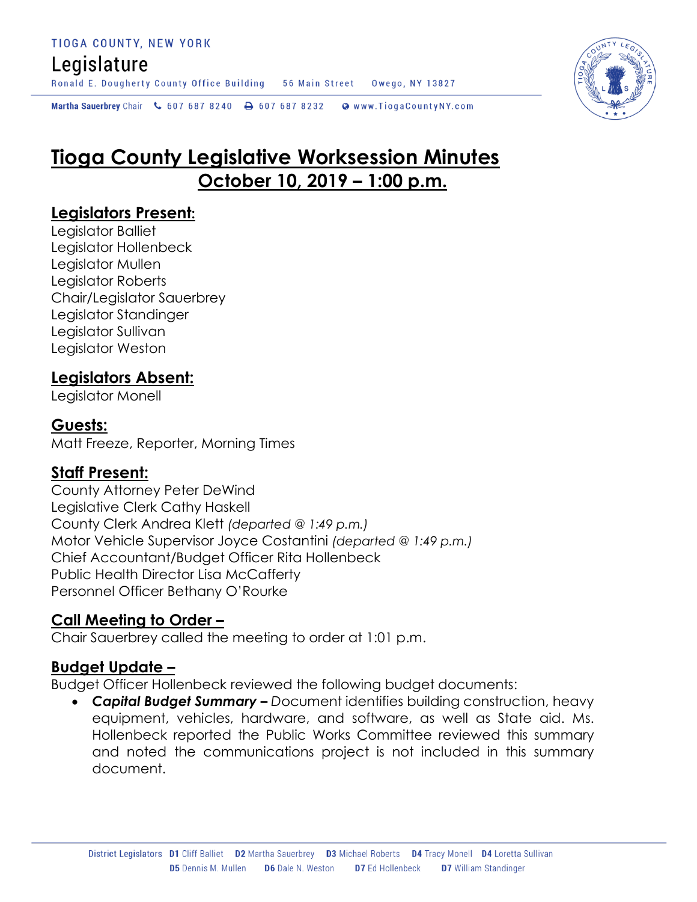TIOGA COUNTY, NEW YORK

Legislature

Ronald E. Dougherty County Office Building 56 Main Street Owego, NY 13827

Martha Sauerbrey Chair 607 687 8240 607 687 8232 www.TiogaCountyNY.com

# Tioga County Legislative Worksession Minutes

## October 10, 2019 – 1:00 p.m.

### Legislators Present:

Legislator Balliet
Legislator Hollenbeck
Legislator Mullen
Legislator Roberts
Chair/Legislator Sauerbrey
Legislator Standinger
Legislator Sullivan
Legislator Weston

### Legislators Absent:

Legislator Monell

### Guests:

Matt Freeze, Reporter, Morning Times

### Staff Present:

County Attorney Peter DeWind
Legislative Clerk Cathy Haskell
County Clerk Andrea Klett *(departed @ 1:49 p.m.)*
Motor Vehicle Supervisor Joyce Costantini *(departed @ 1:49 p.m.)*
Chief Accountant/Budget Officer Rita Hollenbeck
Public Health Director Lisa McCafferty
Personnel Officer Bethany O'Rourke

### Call Meeting to Order –

Chair Sauerbrey called the meeting to order at 1:01 p.m.

### Budget Update –

Budget Officer Hollenbeck reviewed the following budget documents:

- ***Capital Budget Summary –*** Document identifies building construction, heavy equipment, vehicles, hardware, and software, as well as State aid. Ms. Hollenbeck reported the Public Works Committee reviewed this summary and noted the communications project is not included in this summary document.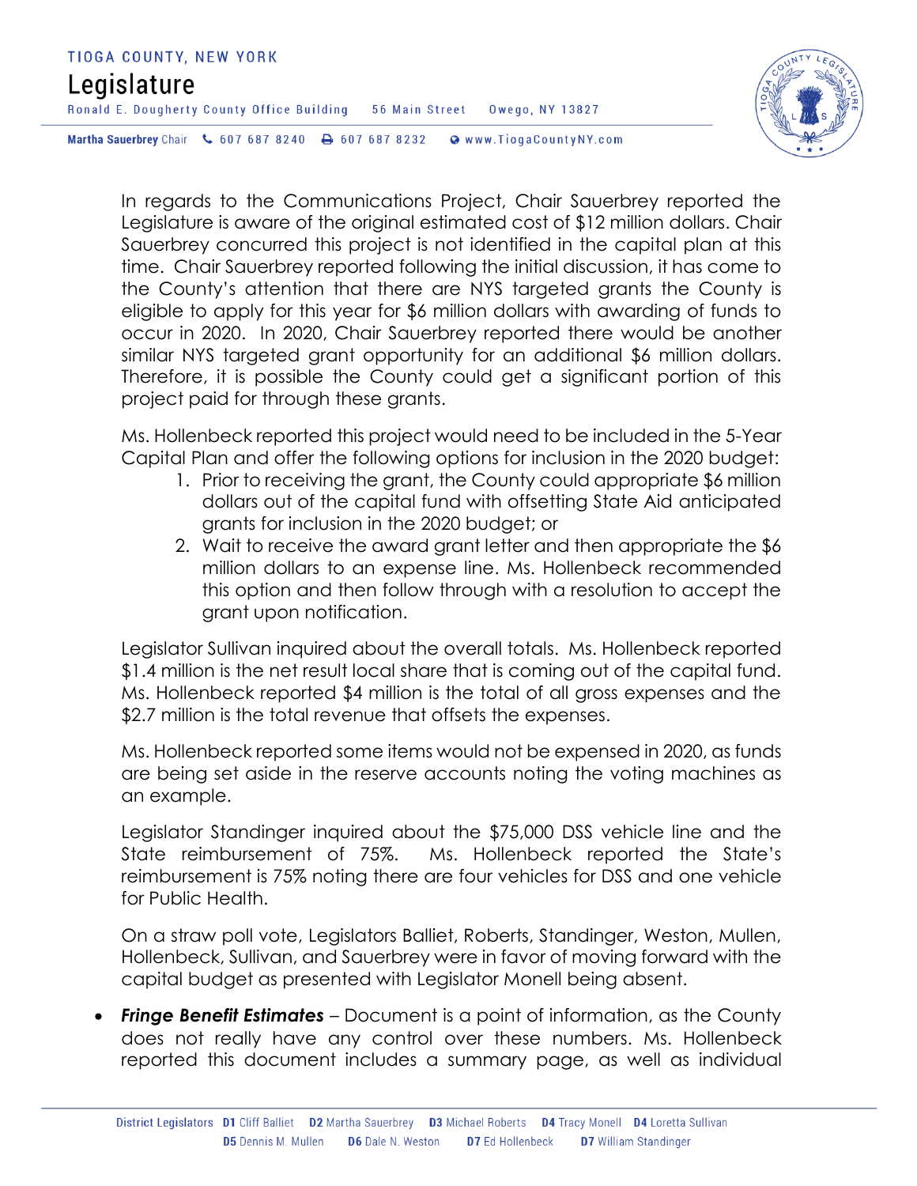In regards to the Communications Project, Chair Sauerbrey reported the Legislature is aware of the original estimated cost of $12 million dollars. Chair Sauerbrey concurred this project is not identified in the capital plan at this time. Chair Sauerbrey reported following the initial discussion, it has come to the County's attention that there are NYS targeted grants the County is eligible to apply for this year for $6 million dollars with awarding of funds to occur in 2020. In 2020, Chair Sauerbrey reported there would be another similar NYS targeted grant opportunity for an additional $6 million dollars. Therefore, it is possible the County could get a significant portion of this project paid for through these grants.

Ms. Hollenbeck reported this project would need to be included in the 5-Year Capital Plan and offer the following options for inclusion in the 2020 budget:

1. Prior to receiving the grant, the County could appropriate $6 million dollars out of the capital fund with offsetting State Aid anticipated grants for inclusion in the 2020 budget; or
2. Wait to receive the award grant letter and then appropriate the $6 million dollars to an expense line. Ms. Hollenbeck recommended this option and then follow through with a resolution to accept the grant upon notification.

Legislator Sullivan inquired about the overall totals. Ms. Hollenbeck reported $1.4 million is the net result local share that is coming out of the capital fund. Ms. Hollenbeck reported $4 million is the total of all gross expenses and the $2.7 million is the total revenue that offsets the expenses.

Ms. Hollenbeck reported some items would not be expensed in 2020, as funds are being set aside in the reserve accounts noting the voting machines as an example.

Legislator Standinger inquired about the $75,000 DSS vehicle line and the State reimbursement of 75%. Ms. Hollenbeck reported the State's reimbursement is 75% noting there are four vehicles for DSS and one vehicle for Public Health.

On a straw poll vote, Legislators Balliet, Roberts, Standinger, Weston, Mullen, Hollenbeck, Sullivan, and Sauerbrey were in favor of moving forward with the capital budget as presented with Legislator Monell being absent.

- ***Fringe Benefit Estimates*** – Document is a point of information, as the County does not really have any control over these numbers. Ms. Hollenbeck reported this document includes a summary page, as well as individual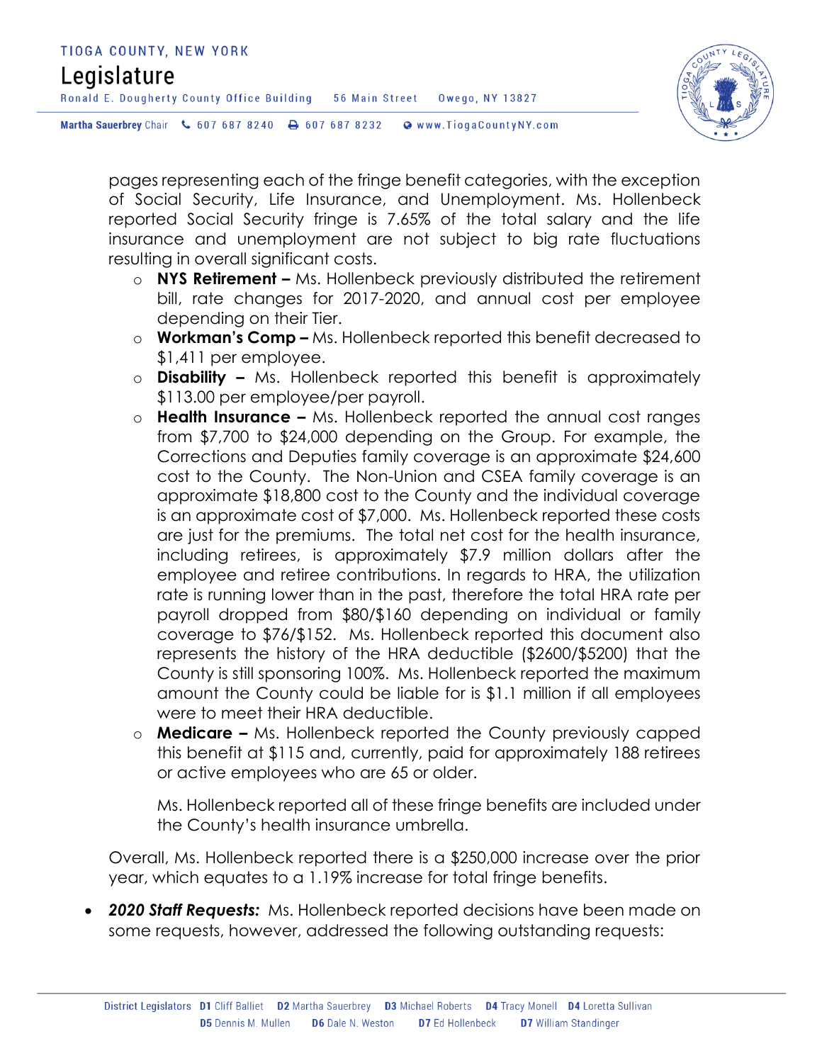pages representing each of the fringe benefit categories, with the exception of Social Security, Life Insurance, and Unemployment. Ms. Hollenbeck reported Social Security fringe is 7.65% of the total salary and the life insurance and unemployment are not subject to big rate fluctuations resulting in overall significant costs.

- **NYS Retirement –** Ms. Hollenbeck previously distributed the retirement bill, rate changes for 2017-2020, and annual cost per employee depending on their Tier.
- **Workman's Comp –** Ms. Hollenbeck reported this benefit decreased to $1,411 per employee.
- **Disability –** Ms. Hollenbeck reported this benefit is approximately $113.00 per employee/per payroll.
- **Health Insurance –** Ms. Hollenbeck reported the annual cost ranges from $7,700 to $24,000 depending on the Group. For example, the Corrections and Deputies family coverage is an approximate $24,600 cost to the County. The Non-Union and CSEA family coverage is an approximate $18,800 cost to the County and the individual coverage is an approximate cost of $7,000. Ms. Hollenbeck reported these costs are just for the premiums. The total net cost for the health insurance, including retirees, is approximately $7.9 million dollars after the employee and retiree contributions. In regards to HRA, the utilization rate is running lower than in the past, therefore the total HRA rate per payroll dropped from $80/$160 depending on individual or family coverage to $76/$152. Ms. Hollenbeck reported this document also represents the history of the HRA deductible ($2600/$5200) that the County is still sponsoring 100%. Ms. Hollenbeck reported the maximum amount the County could be liable for is $1.1 million if all employees were to meet their HRA deductible.
- **Medicare –** Ms. Hollenbeck reported the County previously capped this benefit at $115 and, currently, paid for approximately 188 retirees or active employees who are 65 or older.

  Ms. Hollenbeck reported all of these fringe benefits are included under the County's health insurance umbrella.

Overall, Ms. Hollenbeck reported there is a $250,000 increase over the prior year, which equates to a 1.19% increase for total fringe benefits.

- ***2020 Staff Requests:*** Ms. Hollenbeck reported decisions have been made on some requests, however, addressed the following outstanding requests: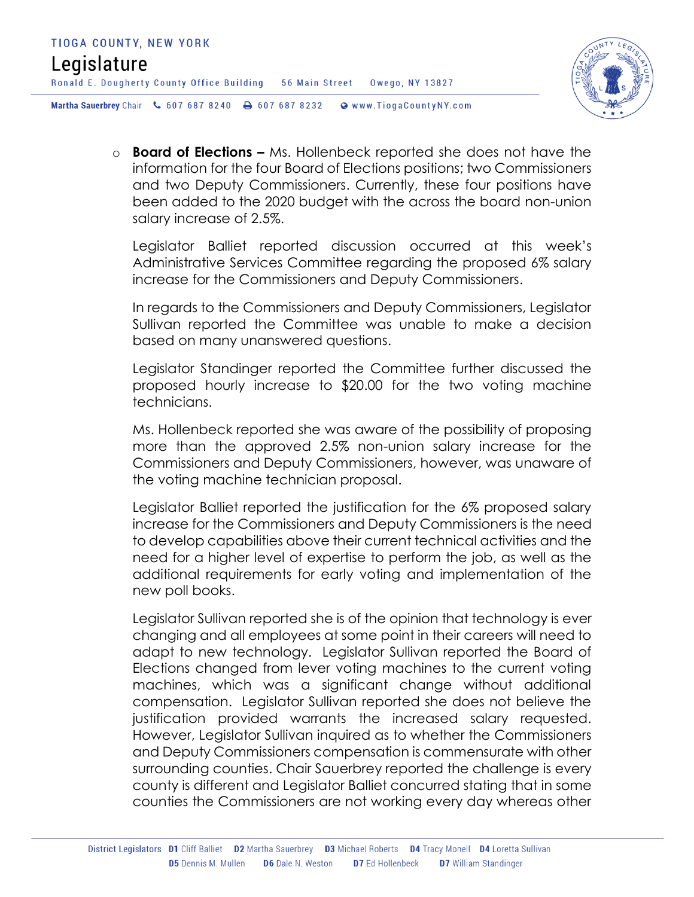- **Board of Elections –** Ms. Hollenbeck reported she does not have the information for the four Board of Elections positions; two Commissioners and two Deputy Commissioners. Currently, these four positions have been added to the 2020 budget with the across the board non-union salary increase of 2.5%.

  Legislator Balliet reported discussion occurred at this week's Administrative Services Committee regarding the proposed 6% salary increase for the Commissioners and Deputy Commissioners.

  In regards to the Commissioners and Deputy Commissioners, Legislator Sullivan reported the Committee was unable to make a decision based on many unanswered questions.

  Legislator Standinger reported the Committee further discussed the proposed hourly increase to $20.00 for the two voting machine technicians.

  Ms. Hollenbeck reported she was aware of the possibility of proposing more than the approved 2.5% non-union salary increase for the Commissioners and Deputy Commissioners, however, was unaware of the voting machine technician proposal.

  Legislator Balliet reported the justification for the 6% proposed salary increase for the Commissioners and Deputy Commissioners is the need to develop capabilities above their current technical activities and the need for a higher level of expertise to perform the job, as well as the additional requirements for early voting and implementation of the new poll books.

  Legislator Sullivan reported she is of the opinion that technology is ever changing and all employees at some point in their careers will need to adapt to new technology. Legislator Sullivan reported the Board of Elections changed from lever voting machines to the current voting machines, which was a significant change without additional compensation. Legislator Sullivan reported she does not believe the justification provided warrants the increased salary requested. However, Legislator Sullivan inquired as to whether the Commissioners and Deputy Commissioners compensation is commensurate with other surrounding counties. Chair Sauerbrey reported the challenge is every county is different and Legislator Balliet concurred stating that in some counties the Commissioners are not working every day whereas other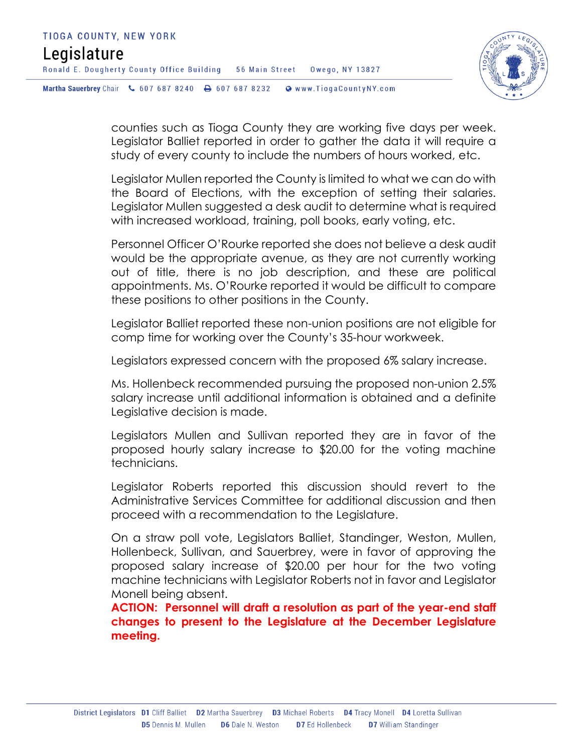counties such as Tioga County they are working five days per week. Legislator Balliet reported in order to gather the data it will require a study of every county to include the numbers of hours worked, etc.

Legislator Mullen reported the County is limited to what we can do with the Board of Elections, with the exception of setting their salaries. Legislator Mullen suggested a desk audit to determine what is required with increased workload, training, poll books, early voting, etc.

Personnel Officer O'Rourke reported she does not believe a desk audit would be the appropriate avenue, as they are not currently working out of title, there is no job description, and these are political appointments. Ms. O'Rourke reported it would be difficult to compare these positions to other positions in the County.

Legislator Balliet reported these non-union positions are not eligible for comp time for working over the County's 35-hour workweek.

Legislators expressed concern with the proposed 6% salary increase.

Ms. Hollenbeck recommended pursuing the proposed non-union 2.5% salary increase until additional information is obtained and a definite Legislative decision is made.

Legislators Mullen and Sullivan reported they are in favor of the proposed hourly salary increase to $20.00 for the voting machine technicians.

Legislator Roberts reported this discussion should revert to the Administrative Services Committee for additional discussion and then proceed with a recommendation to the Legislature.

On a straw poll vote, Legislators Balliet, Standinger, Weston, Mullen, Hollenbeck, Sullivan, and Sauerbrey, were in favor of approving the proposed salary increase of $20.00 per hour for the two voting machine technicians with Legislator Roberts not in favor and Legislator Monell being absent.
**ACTION: Personnel will draft a resolution as part of the year-end staff changes to present to the Legislature at the December Legislature meeting.**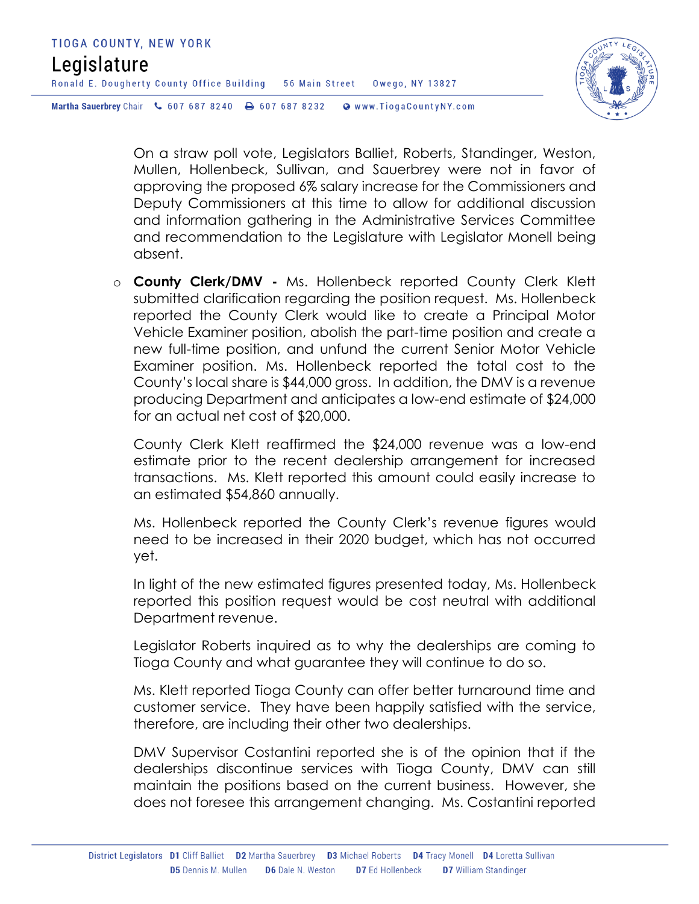On a straw poll vote, Legislators Balliet, Roberts, Standinger, Weston, Mullen, Hollenbeck, Sullivan, and Sauerbrey were not in favor of approving the proposed 6% salary increase for the Commissioners and Deputy Commissioners at this time to allow for additional discussion and information gathering in the Administrative Services Committee and recommendation to the Legislature with Legislator Monell being absent.

- **County Clerk/DMV -** Ms. Hollenbeck reported County Clerk Klett submitted clarification regarding the position request. Ms. Hollenbeck reported the County Clerk would like to create a Principal Motor Vehicle Examiner position, abolish the part-time position and create a new full-time position, and unfund the current Senior Motor Vehicle Examiner position. Ms. Hollenbeck reported the total cost to the County's local share is $44,000 gross. In addition, the DMV is a revenue producing Department and anticipates a low-end estimate of $24,000 for an actual net cost of $20,000.

  County Clerk Klett reaffirmed the $24,000 revenue was a low-end estimate prior to the recent dealership arrangement for increased transactions. Ms. Klett reported this amount could easily increase to an estimated $54,860 annually.

  Ms. Hollenbeck reported the County Clerk's revenue figures would need to be increased in their 2020 budget, which has not occurred yet.

  In light of the new estimated figures presented today, Ms. Hollenbeck reported this position request would be cost neutral with additional Department revenue.

  Legislator Roberts inquired as to why the dealerships are coming to Tioga County and what guarantee they will continue to do so.

  Ms. Klett reported Tioga County can offer better turnaround time and customer service. They have been happily satisfied with the service, therefore, are including their other two dealerships.

  DMV Supervisor Costantini reported she is of the opinion that if the dealerships discontinue services with Tioga County, DMV can still maintain the positions based on the current business. However, she does not foresee this arrangement changing. Ms. Costantini reported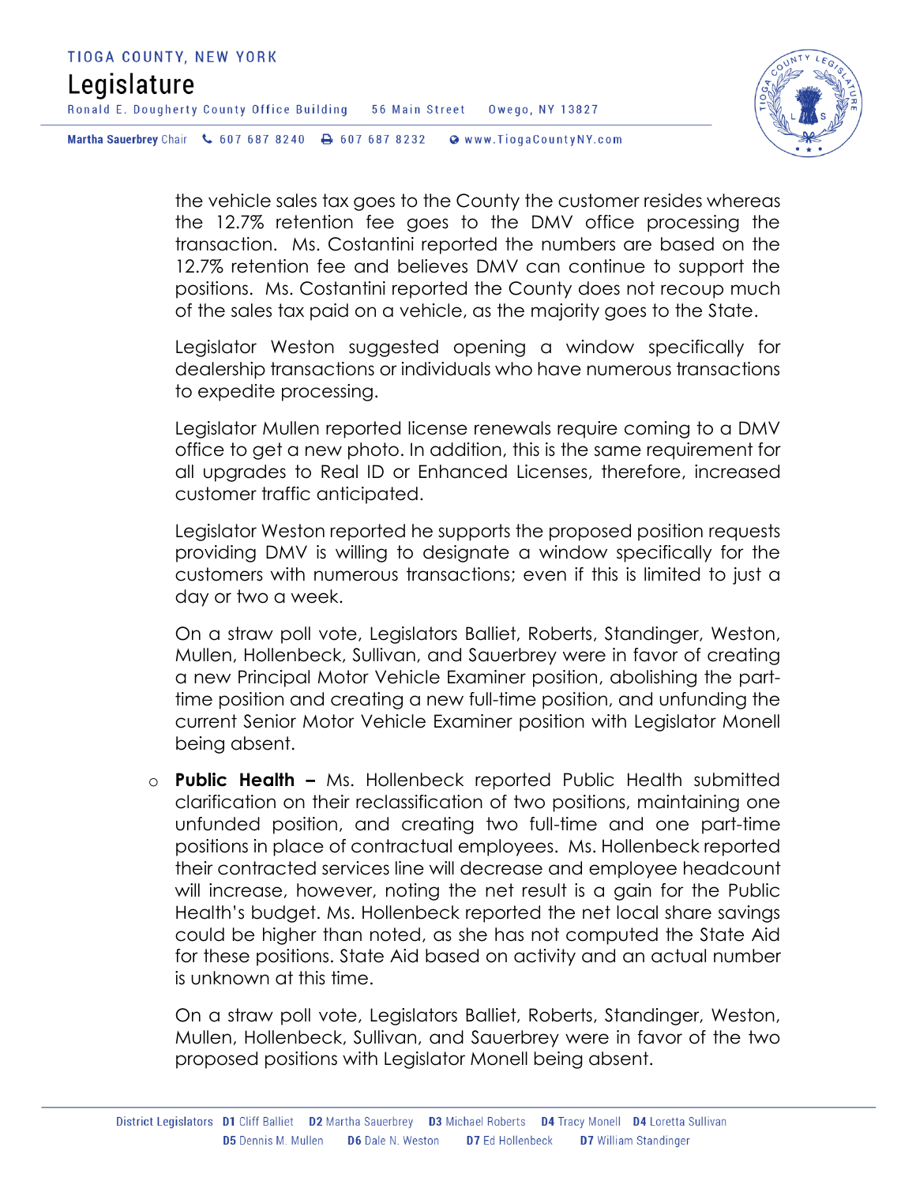the vehicle sales tax goes to the County the customer resides whereas the 12.7% retention fee goes to the DMV office processing the transaction. Ms. Costantini reported the numbers are based on the 12.7% retention fee and believes DMV can continue to support the positions. Ms. Costantini reported the County does not recoup much of the sales tax paid on a vehicle, as the majority goes to the State.

Legislator Weston suggested opening a window specifically for dealership transactions or individuals who have numerous transactions to expedite processing.

Legislator Mullen reported license renewals require coming to a DMV office to get a new photo. In addition, this is the same requirement for all upgrades to Real ID or Enhanced Licenses, therefore, increased customer traffic anticipated.

Legislator Weston reported he supports the proposed position requests providing DMV is willing to designate a window specifically for the customers with numerous transactions; even if this is limited to just a day or two a week.

On a straw poll vote, Legislators Balliet, Roberts, Standinger, Weston, Mullen, Hollenbeck, Sullivan, and Sauerbrey were in favor of creating a new Principal Motor Vehicle Examiner position, abolishing the part-time position and creating a new full-time position, and unfunding the current Senior Motor Vehicle Examiner position with Legislator Monell being absent.

- **Public Health –** Ms. Hollenbeck reported Public Health submitted clarification on their reclassification of two positions, maintaining one unfunded position, and creating two full-time and one part-time positions in place of contractual employees. Ms. Hollenbeck reported their contracted services line will decrease and employee headcount will increase, however, noting the net result is a gain for the Public Health's budget. Ms. Hollenbeck reported the net local share savings could be higher than noted, as she has not computed the State Aid for these positions. State Aid based on activity and an actual number is unknown at this time.

  On a straw poll vote, Legislators Balliet, Roberts, Standinger, Weston, Mullen, Hollenbeck, Sullivan, and Sauerbrey were in favor of the two proposed positions with Legislator Monell being absent.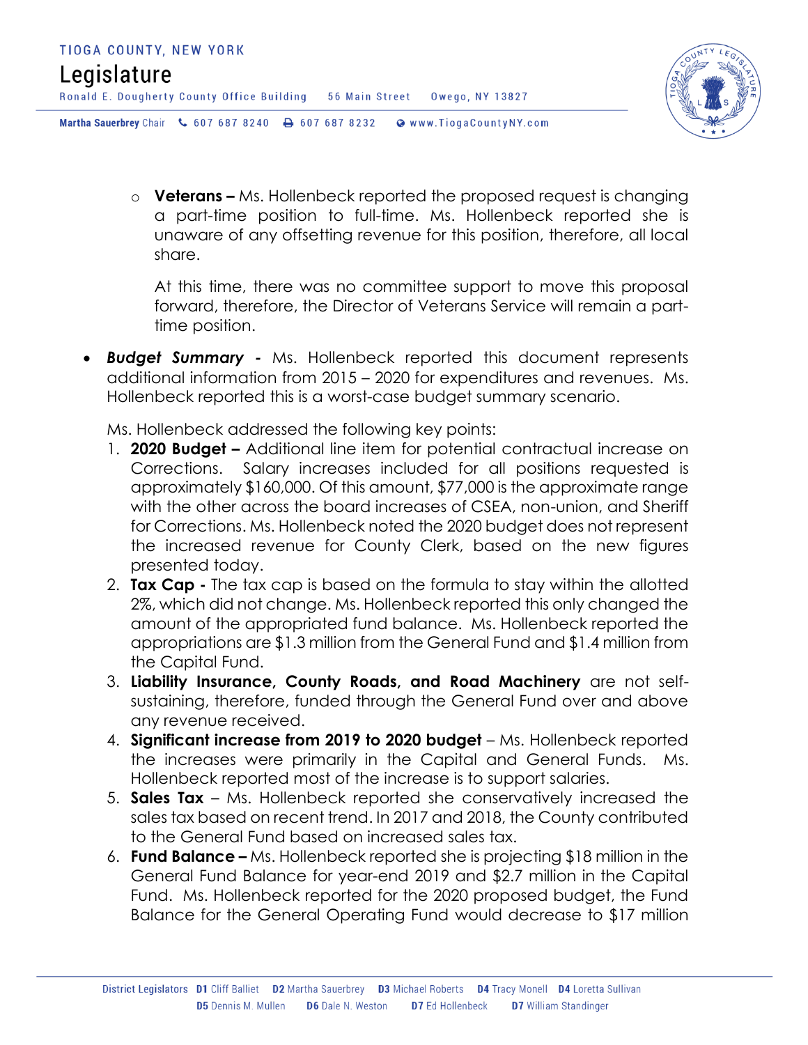- **Veterans –** Ms. Hollenbeck reported the proposed request is changing a part-time position to full-time. Ms. Hollenbeck reported she is unaware of any offsetting revenue for this position, therefore, all local share.

  At this time, there was no committee support to move this proposal forward, therefore, the Director of Veterans Service will remain a part-time position.

- ***Budget Summary -*** Ms. Hollenbeck reported this document represents additional information from 2015 – 2020 for expenditures and revenues. Ms. Hollenbeck reported this is a worst-case budget summary scenario.

  Ms. Hollenbeck addressed the following key points:

  1. **2020 Budget –** Additional line item for potential contractual increase on Corrections. Salary increases included for all positions requested is approximately $160,000. Of this amount, $77,000 is the approximate range with the other across the board increases of CSEA, non-union, and Sheriff for Corrections. Ms. Hollenbeck noted the 2020 budget does not represent the increased revenue for County Clerk, based on the new figures presented today.
  2. **Tax Cap -** The tax cap is based on the formula to stay within the allotted 2%, which did not change. Ms. Hollenbeck reported this only changed the amount of the appropriated fund balance. Ms. Hollenbeck reported the appropriations are $1.3 million from the General Fund and $1.4 million from the Capital Fund.
  3. **Liability Insurance, County Roads, and Road Machinery** are not self-sustaining, therefore, funded through the General Fund over and above any revenue received.
  4. **Significant increase from 2019 to 2020 budget** – Ms. Hollenbeck reported the increases were primarily in the Capital and General Funds. Ms. Hollenbeck reported most of the increase is to support salaries.
  5. **Sales Tax** – Ms. Hollenbeck reported she conservatively increased the sales tax based on recent trend. In 2017 and 2018, the County contributed to the General Fund based on increased sales tax.
  6. **Fund Balance –** Ms. Hollenbeck reported she is projecting $18 million in the General Fund Balance for year-end 2019 and $2.7 million in the Capital Fund. Ms. Hollenbeck reported for the 2020 proposed budget, the Fund Balance for the General Operating Fund would decrease to $17 million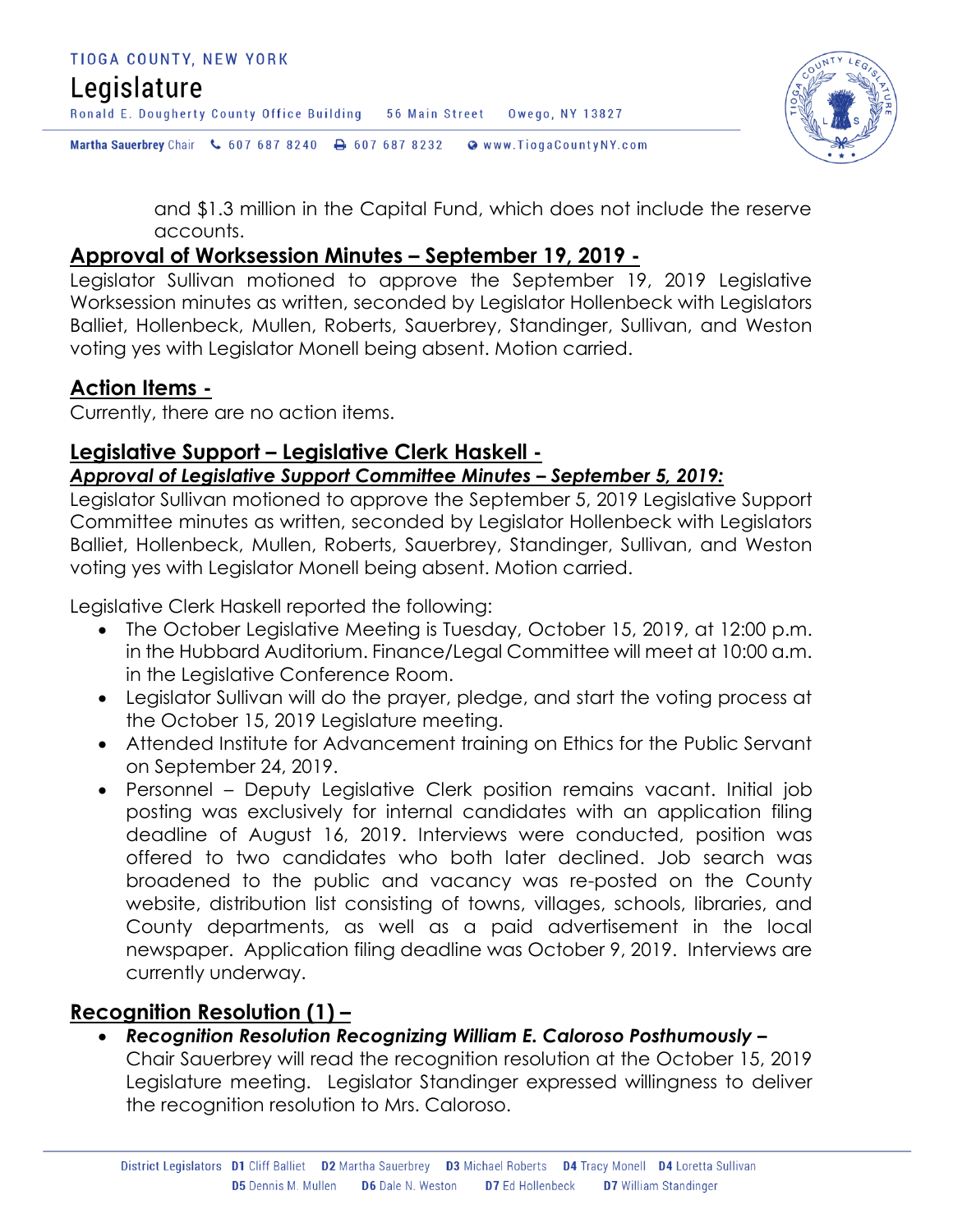and $1.3 million in the Capital Fund, which does not include the reserve accounts.

## Approval of Worksession Minutes – September 19, 2019 -

Legislator Sullivan motioned to approve the September 19, 2019 Legislative Worksession minutes as written, seconded by Legislator Hollenbeck with Legislators Balliet, Hollenbeck, Mullen, Roberts, Sauerbrey, Standinger, Sullivan, and Weston voting yes with Legislator Monell being absent. Motion carried.

## Action Items -

Currently, there are no action items.

## Legislative Support – Legislative Clerk Haskell -

***Approval of Legislative Support Committee Minutes – September 5, 2019:***

Legislator Sullivan motioned to approve the September 5, 2019 Legislative Support Committee minutes as written, seconded by Legislator Hollenbeck with Legislators Balliet, Hollenbeck, Mullen, Roberts, Sauerbrey, Standinger, Sullivan, and Weston voting yes with Legislator Monell being absent. Motion carried.

Legislative Clerk Haskell reported the following:

- The October Legislative Meeting is Tuesday, October 15, 2019, at 12:00 p.m. in the Hubbard Auditorium. Finance/Legal Committee will meet at 10:00 a.m. in the Legislative Conference Room.
- Legislator Sullivan will do the prayer, pledge, and start the voting process at the October 15, 2019 Legislature meeting.
- Attended Institute for Advancement training on Ethics for the Public Servant on September 24, 2019.
- Personnel – Deputy Legislative Clerk position remains vacant. Initial job posting was exclusively for internal candidates with an application filing deadline of August 16, 2019. Interviews were conducted, position was offered to two candidates who both later declined. Job search was broadened to the public and vacancy was re-posted on the County website, distribution list consisting of towns, villages, schools, libraries, and County departments, as well as a paid advertisement in the local newspaper. Application filing deadline was October 9, 2019. Interviews are currently underway.

## Recognition Resolution (1) –

- ***Recognition Resolution Recognizing William E. Caloroso Posthumously –*** Chair Sauerbrey will read the recognition resolution at the October 15, 2019 Legislature meeting. Legislator Standinger expressed willingness to deliver the recognition resolution to Mrs. Caloroso.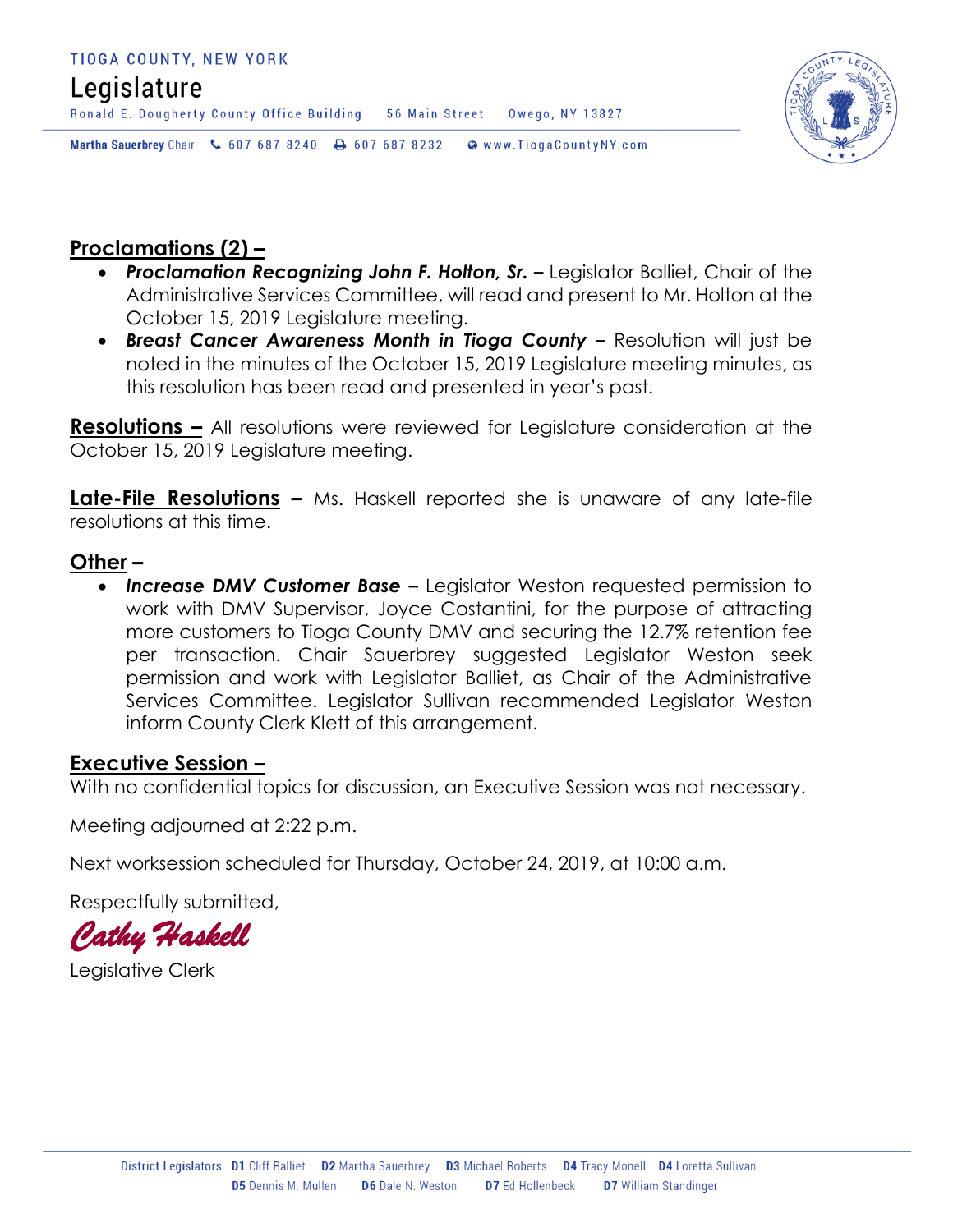## Proclamations (2) –

- ***Proclamation Recognizing John F. Holton, Sr. –*** Legislator Balliet, Chair of the Administrative Services Committee, will read and present to Mr. Holton at the October 15, 2019 Legislature meeting.
- ***Breast Cancer Awareness Month in Tioga County –*** Resolution will just be noted in the minutes of the October 15, 2019 Legislature meeting minutes, as this resolution has been read and presented in year's past.

**Resolutions –** All resolutions were reviewed for Legislature consideration at the October 15, 2019 Legislature meeting.

**Late-File Resolutions –** Ms. Haskell reported she is unaware of any late-file resolutions at this time.

## Other –

- ***Increase DMV Customer Base*** – Legislator Weston requested permission to work with DMV Supervisor, Joyce Costantini, for the purpose of attracting more customers to Tioga County DMV and securing the 12.7% retention fee per transaction. Chair Sauerbrey suggested Legislator Weston seek permission and work with Legislator Balliet, as Chair of the Administrative Services Committee. Legislator Sullivan recommended Legislator Weston inform County Clerk Klett of this arrangement.

## Executive Session –

With no confidential topics for discussion, an Executive Session was not necessary.

Meeting adjourned at 2:22 p.m.

Next worksession scheduled for Thursday, October 24, 2019, at 10:00 a.m.

Respectfully submitted,

*Cathy Haskell*

Legislative Clerk